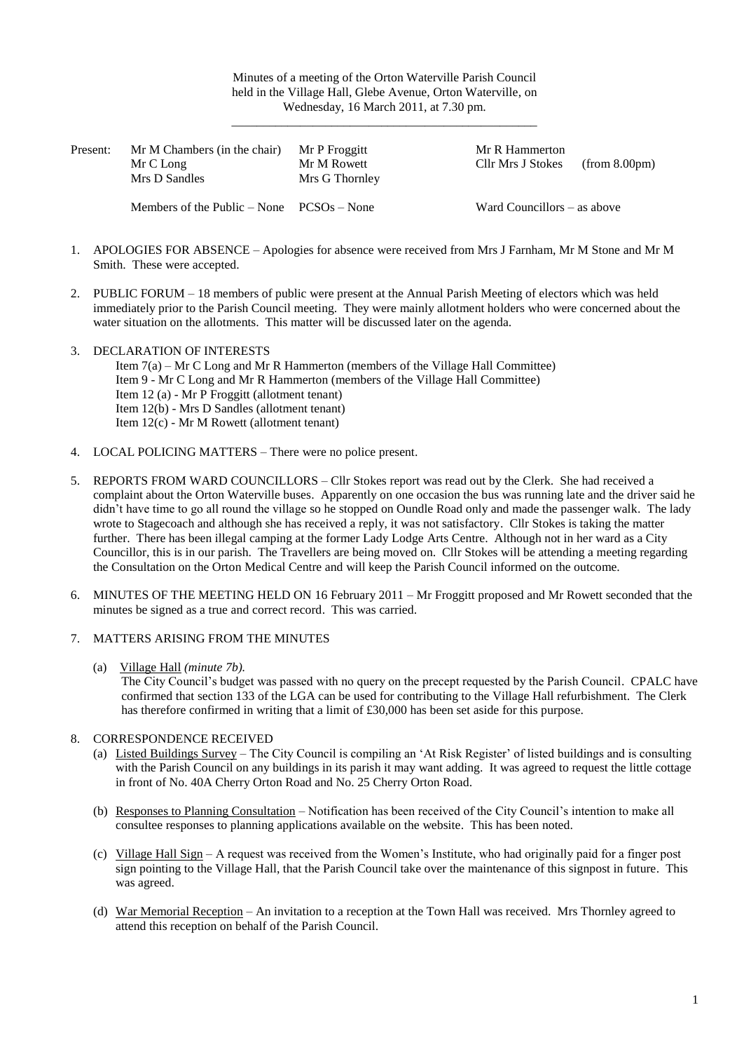Minutes of a meeting of the Orton Waterville Parish Council held in the Village Hall, Glebe Avenue, Orton Waterville, on Wednesday, 16 March 2011, at 7.30 pm.

---

| Present: | Mr M Chambers (in the chair) | Mr P Froggitt | Mr R Hammerton | |
|---|---|---|---|---|
| | Mr C Long | Mr M Rowett | Cllr Mrs J Stokes | (from 8.00pm) |
| | Mrs D Sandles | Mrs G Thornley | | |
| | Members of the Public – None | PCSOs – None | Ward Councillors – as above | |

1. APOLOGIES FOR ABSENCE – Apologies for absence were received from Mrs J Farnham, Mr M Stone and Mr M Smith. These were accepted.

2. PUBLIC FORUM – 18 members of public were present at the Annual Parish Meeting of electors which was held immediately prior to the Parish Council meeting. They were mainly allotment holders who were concerned about the water situation on the allotments. This matter will be discussed later on the agenda.

3. DECLARATION OF INTERESTS
   Item 7(a) – Mr C Long and Mr R Hammerton (members of the Village Hall Committee)
   Item 9 - Mr C Long and Mr R Hammerton (members of the Village Hall Committee)
   Item 12 (a) - Mr P Froggitt (allotment tenant)
   Item 12(b) - Mrs D Sandles (allotment tenant)
   Item 12(c) - Mr M Rowett (allotment tenant)

4. LOCAL POLICING MATTERS – There were no police present.

5. REPORTS FROM WARD COUNCILLORS – Cllr Stokes report was read out by the Clerk. She had received a complaint about the Orton Waterville buses. Apparently on one occasion the bus was running late and the driver said he didn't have time to go all round the village so he stopped on Oundle Road only and made the passenger walk. The lady wrote to Stagecoach and although she has received a reply, it was not satisfactory. Cllr Stokes is taking the matter further. There has been illegal camping at the former Lady Lodge Arts Centre. Although not in her ward as a City Councillor, this is in our parish. The Travellers are being moved on. Cllr Stokes will be attending a meeting regarding the Consultation on the Orton Medical Centre and will keep the Parish Council informed on the outcome.

6. MINUTES OF THE MEETING HELD ON 16 February 2011 – Mr Froggitt proposed and Mr Rowett seconded that the minutes be signed as a true and correct record. This was carried.

7. MATTERS ARISING FROM THE MINUTES

   (a) Village Hall *(minute 7b).*
   The City Council's budget was passed with no query on the precept requested by the Parish Council. CPALC have confirmed that section 133 of the LGA can be used for contributing to the Village Hall refurbishment. The Clerk has therefore confirmed in writing that a limit of £30,000 has been set aside for this purpose.

8. CORRESPONDENCE RECEIVED

   (a) Listed Buildings Survey – The City Council is compiling an 'At Risk Register' of listed buildings and is consulting with the Parish Council on any buildings in its parish it may want adding. It was agreed to request the little cottage in front of No. 40A Cherry Orton Road and No. 25 Cherry Orton Road.

   (b) Responses to Planning Consultation – Notification has been received of the City Council's intention to make all consultee responses to planning applications available on the website. This has been noted.

   (c) Village Hall Sign – A request was received from the Women's Institute, who had originally paid for a finger post sign pointing to the Village Hall, that the Parish Council take over the maintenance of this signpost in future. This was agreed.

   (d) War Memorial Reception – An invitation to a reception at the Town Hall was received. Mrs Thornley agreed to attend this reception on behalf of the Parish Council.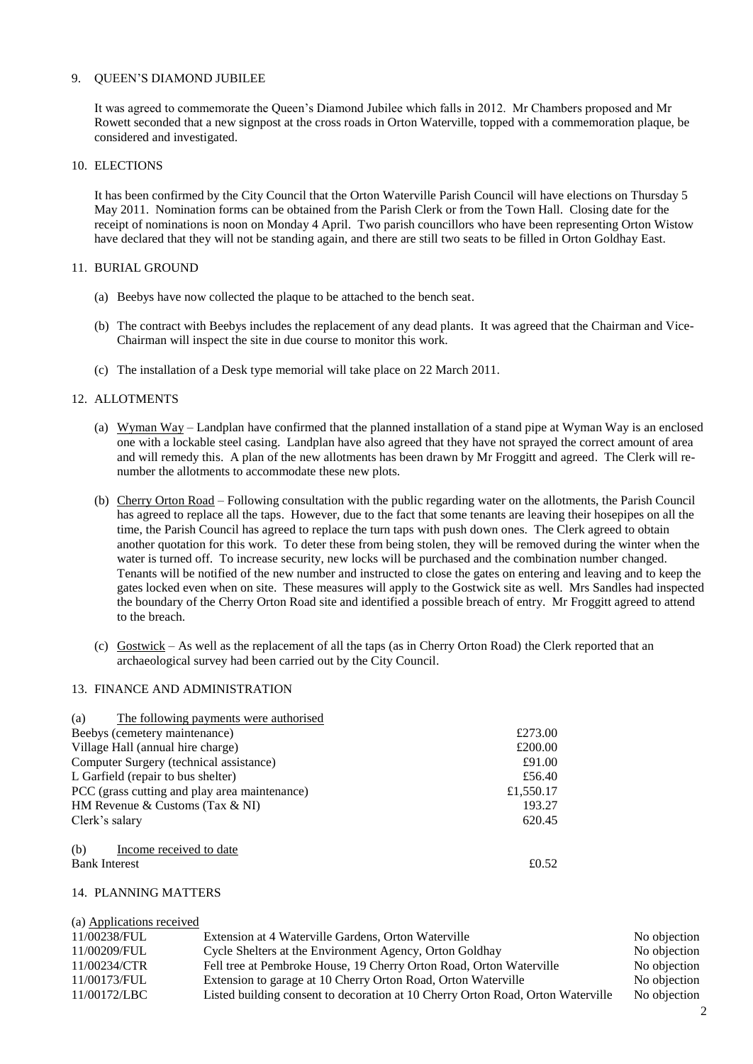## 9. QUEEN'S DIAMOND JUBILEE

It was agreed to commemorate the Queen's Diamond Jubilee which falls in 2012. Mr Chambers proposed and Mr Rowett seconded that a new signpost at the cross roads in Orton Waterville, topped with a commemoration plaque, be considered and investigated.

## 10. ELECTIONS

It has been confirmed by the City Council that the Orton Waterville Parish Council will have elections on Thursday 5 May 2011. Nomination forms can be obtained from the Parish Clerk or from the Town Hall. Closing date for the receipt of nominations is noon on Monday 4 April. Two parish councillors who have been representing Orton Wistow have declared that they will not be standing again, and there are still two seats to be filled in Orton Goldhay East.

## 11. BURIAL GROUND

(a) Beebys have now collected the plaque to be attached to the bench seat.

(b) The contract with Beebys includes the replacement of any dead plants. It was agreed that the Chairman and Vice-Chairman will inspect the site in due course to monitor this work.

(c) The installation of a Desk type memorial will take place on 22 March 2011.

## 12. ALLOTMENTS

(a) Wyman Way – Landplan have confirmed that the planned installation of a stand pipe at Wyman Way is an enclosed one with a lockable steel casing. Landplan have also agreed that they have not sprayed the correct amount of area and will remedy this. A plan of the new allotments has been drawn by Mr Froggitt and agreed. The Clerk will re-number the allotments to accommodate these new plots.

(b) Cherry Orton Road – Following consultation with the public regarding water on the allotments, the Parish Council has agreed to replace all the taps. However, due to the fact that some tenants are leaving their hosepipes on all the time, the Parish Council has agreed to replace the turn taps with push down ones. The Clerk agreed to obtain another quotation for this work. To deter these from being stolen, they will be removed during the winter when the water is turned off. To increase security, new locks will be purchased and the combination number changed. Tenants will be notified of the new number and instructed to close the gates on entering and leaving and to keep the gates locked even when on site. These measures will apply to the Gostwick site as well. Mrs Sandles had inspected the boundary of the Cherry Orton Road site and identified a possible breach of entry. Mr Froggitt agreed to attend to the breach.

(c) Gostwick – As well as the replacement of all the taps (as in Cherry Orton Road) the Clerk reported that an archaeological survey had been carried out by the City Council.

## 13. FINANCE AND ADMINISTRATION

(a) The following payments were authorised

| | |
|---|---|
| Beebys (cemetery maintenance) | £273.00 |
| Village Hall (annual hire charge) | £200.00 |
| Computer Surgery (technical assistance) | £91.00 |
| L Garfield (repair to bus shelter) | £56.40 |
| PCC (grass cutting and play area maintenance) | £1,550.17 |
| HM Revenue & Customs (Tax & NI) | 193.27 |
| Clerk's salary | 620.45 |

(b) Income received to date

| | |
|---|---|
| Bank Interest | £0.52 |

## 14. PLANNING MATTERS

(a) Applications received

| | | |
|---|---|---|
| 11/00238/FUL | Extension at 4 Waterville Gardens, Orton Waterville | No objection |
| 11/00209/FUL | Cycle Shelters at the Environment Agency, Orton Goldhay | No objection |
| 11/00234/CTR | Fell tree at Pembroke House, 19 Cherry Orton Road, Orton Waterville | No objection |
| 11/00173/FUL | Extension to garage at 10 Cherry Orton Road, Orton Waterville | No objection |
| 11/00172/LBC | Listed building consent to decoration at 10 Cherry Orton Road, Orton Waterville | No objection |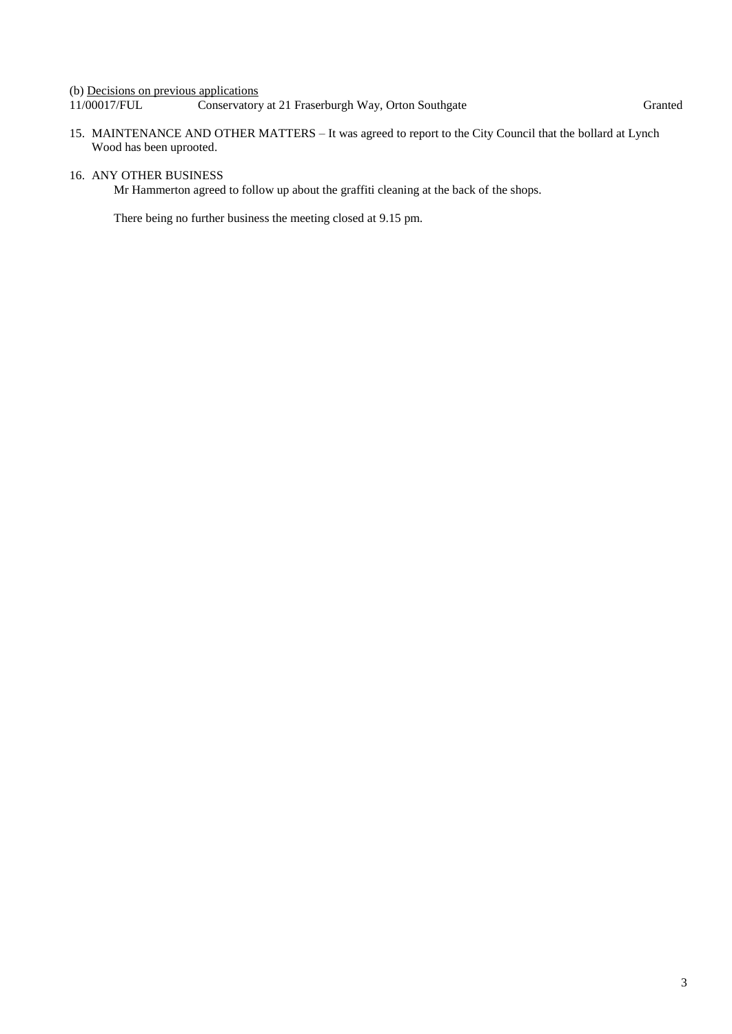(b) Decisions on previous applications

| | | |
|---|---|---|
| 11/00017/FUL | Conservatory at 21 Fraserburgh Way, Orton Southgate | Granted |

15. MAINTENANCE AND OTHER MATTERS – It was agreed to report to the City Council that the bollard at Lynch Wood has been uprooted.

16. ANY OTHER BUSINESS

    Mr Hammerton agreed to follow up about the graffiti cleaning at the back of the shops.

    There being no further business the meeting closed at 9.15 pm.